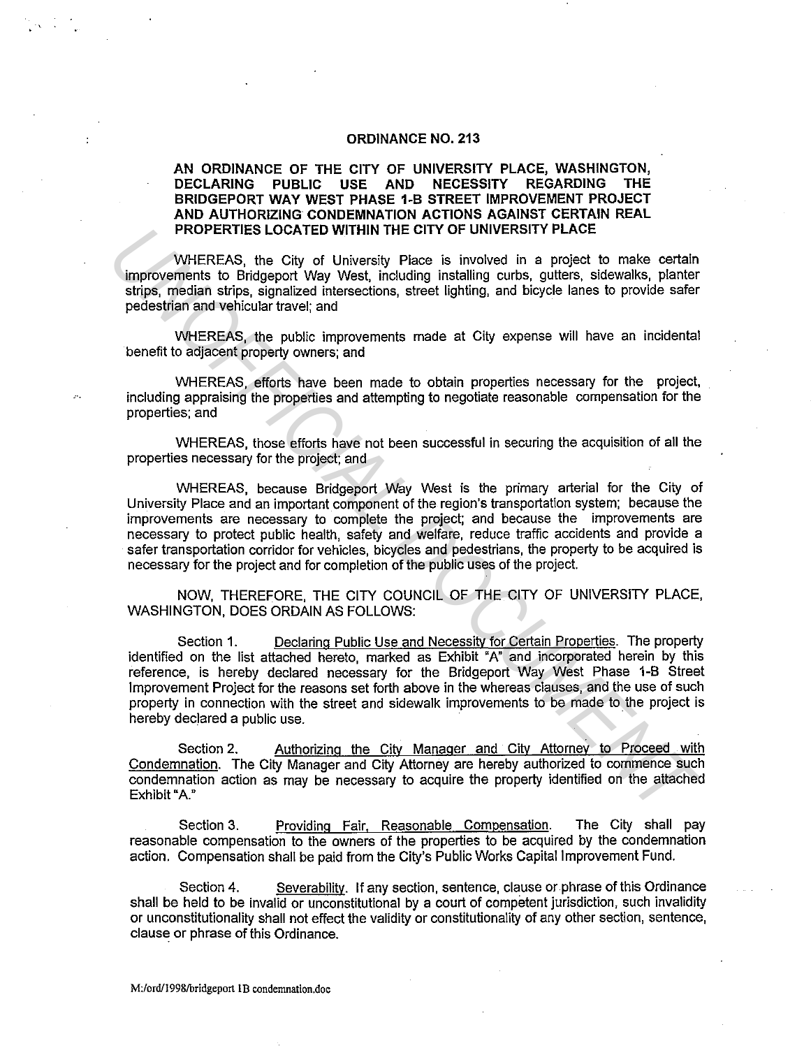# ORDINANCE NO. 213

**AN ORDINANCE OF THE CITY OF UNIVERSITY PLACE, WASHINGTON, DECLARING PUBLIC USE AND NECESSITY REGARDING THE BRIDGEPORT WAY WEST PHASE 1-B STREET IMPROVEMENT PROJECT AND AUTHORIZING CONDEMNATION ACTIONS AGAINST CERTAIN REAL PROPERTIES LOCATED WITHIN THE CITY OF UNIVERSITY PLACE**

WHEREAS, the City of University Place is involved in a project to make certain improvements to Bridgeport Way West, including installing curbs, gutters, sidewalks, planter strips, median strips, signalized intersections, street lighting, and bicycle lanes to provide safer pedestrian and vehicular travel; and

WHEREAS, the public improvements made at City expense will have an incidental benefit to adjacent property owners; and

WHEREAS, efforts have been made to obtain properties necessary for the project, including appraising the properties and attempting to negotiate reasonable compensation for the properties; and

WHEREAS, those efforts have not been successful in securing the acquisition of all the properties necessary for the project; and

WHEREAS, because Bridgeport Way West is the primary arterial for the City of University Place and an important component of the region's transportation system; because the improvements are necessary to complete the project; and because the improvements are necessary to protect public health, safety and welfare, reduce traffic accidents and provide a safer transportation corridor for vehicles, bicycles and pedestrians, the property to be acquired is necessary for the project and for completion of the public uses of the project.

NOW, THEREFORE, THE CITY COUNCIL OF THE CITY OF UNIVERSITY PLACE, WASHINGTON, DOES ORDAIN AS FOLLOWS:

Section 1. Declaring Public Use and Necessity for Certain Properties. The property identified on the list attached hereto, marked as Exhibit "A" and incorporated herein by this reference, is hereby declared necessary for the Bridgeport Way West Phase 1-B Street Improvement Project for the reasons set forth above in the whereas clauses, and the use of such property in connection with the street and sidewalk improvements to be made to the project is hereby declared a public use.

Section 2. Authorizing the City Manager and City Attorney to Proceed with Condemnation. The City Manager and City Attorney are hereby authorized to commence such condemnation action as may be necessary to acquire the property identified on the attached Exhibit "A."

Section 3. Providing Fair, Reasonable Compensation. The City shall pay reasonable compensation to the owners of the properties to be acquired by the condemnation action. Compensation shall be paid from the City's Public Works Capital Improvement Fund.

Section 4. Severability. If any section, sentence, clause or phrase of this Ordinance shall be held to be invalid or unconstitutional by a court of competent jurisdiction, such invalidity or unconstitutionality shall not effect the validity or constitutionality of any other section, sentence, clause or phrase of this Ordinance.

M:/ord/1998/bridgeport 1B condemnation.doc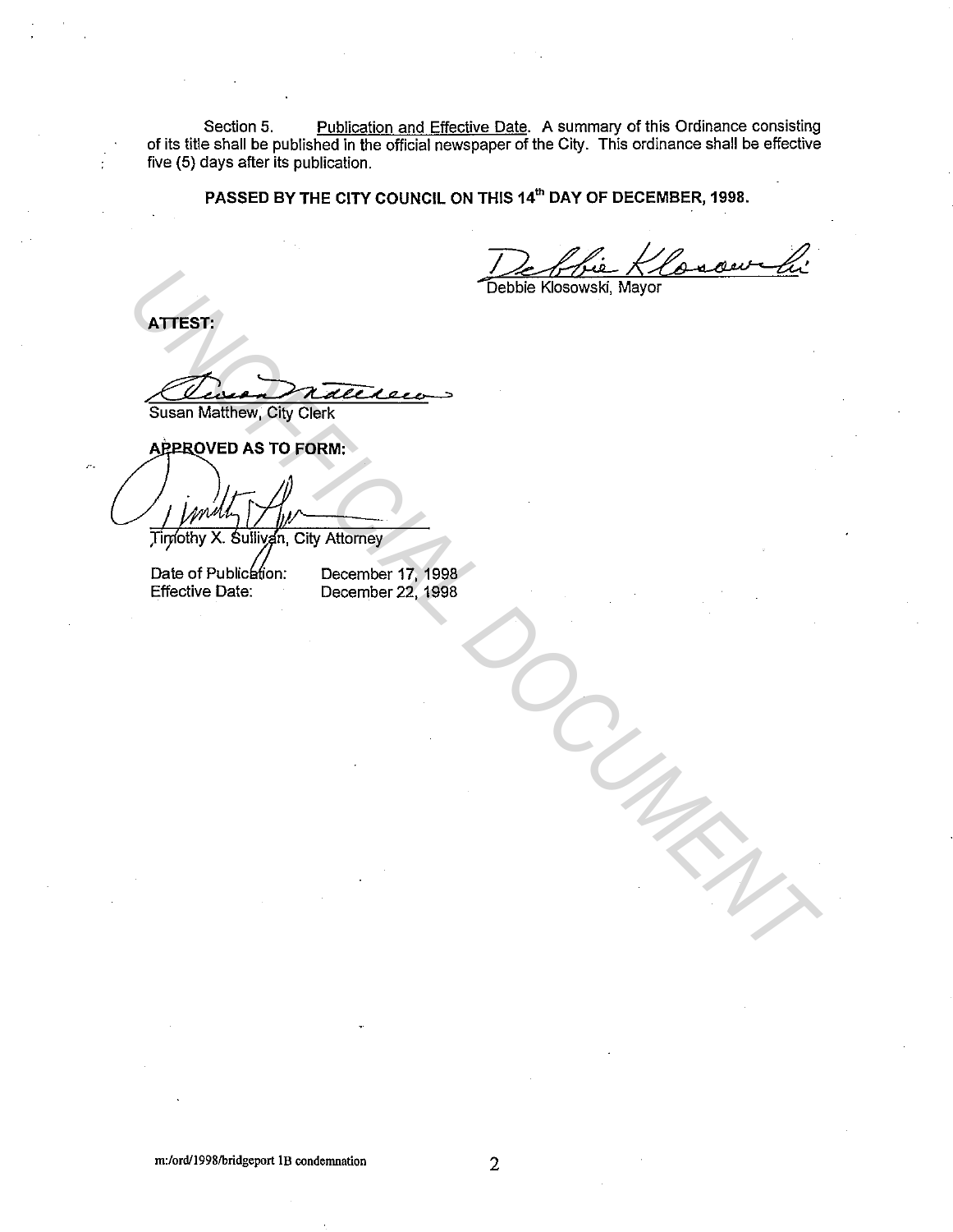Section 5. Publication and Effective Date. A summary of this Ordinance consisting of its title shall be published in the official newspaper of the City. This ordinance shall be effective five (5) days after its publication.

**PASSED BY THE CITY COUNCIL ON THIS 14th DAY OF DECEMBER, 1998.**

Debbie Klosowski, Mayor

**ATTEST:**

Susan Matthew, City Clerk

**APPROVED AS TO FORM:**

Timothy X. Sullivan, City Attorney

Date of Publication: December 17, 1998
Effective Date: December 22, 1998

m:/ord/1998/bridgeport 1B condemnation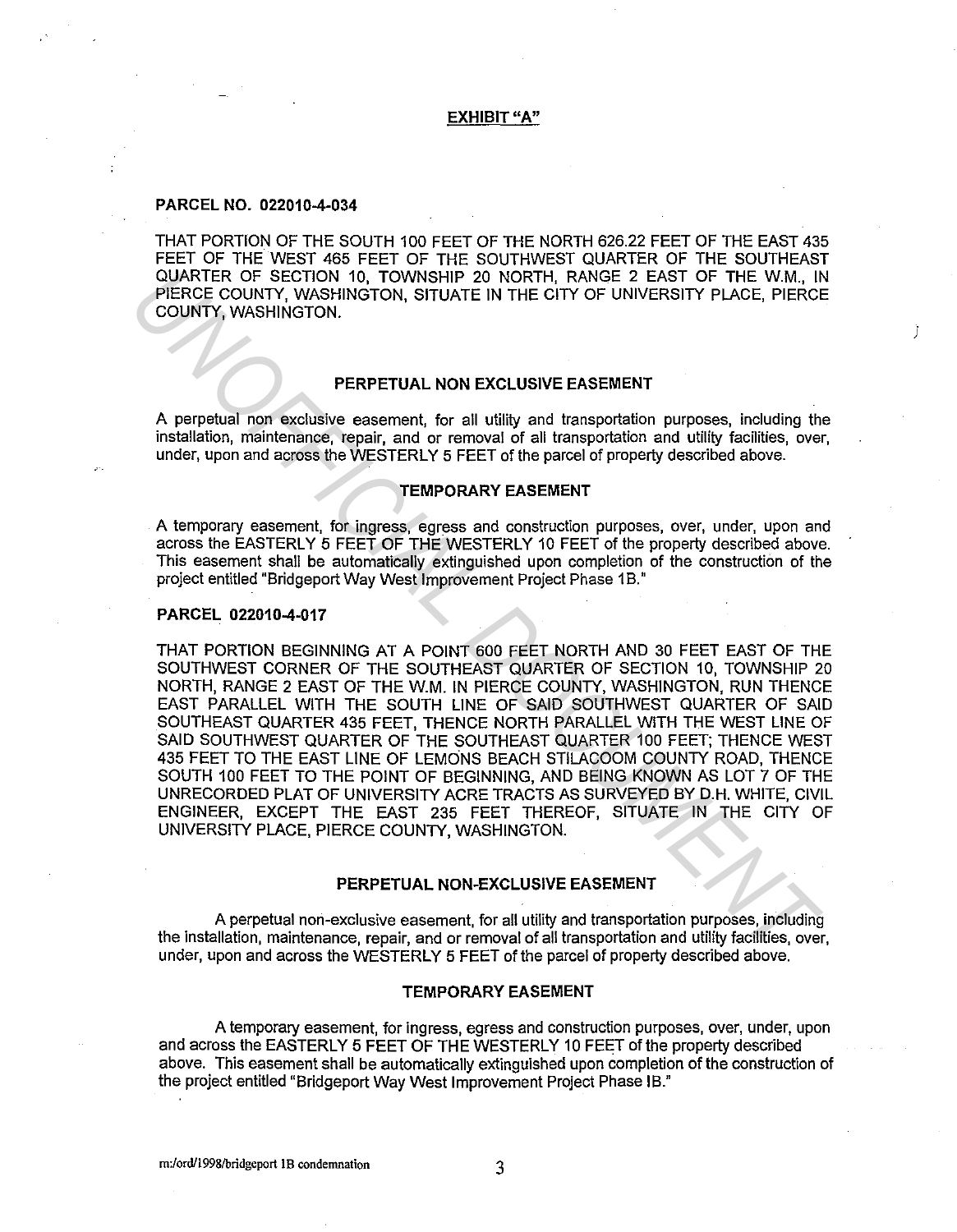**EXHIBIT "A"**

**PARCEL NO. 022010-4-034**

THAT PORTION OF THE SOUTH 100 FEET OF THE NORTH 626.22 FEET OF THE EAST 435 FEET OF THE WEST 465 FEET OF THE SOUTHWEST QUARTER OF THE SOUTHEAST QUARTER OF SECTION 10, TOWNSHIP 20 NORTH, RANGE 2 EAST OF THE W.M., IN PIERCE COUNTY, WASHINGTON, SITUATE IN THE CITY OF UNIVERSITY PLACE, PIERCE COUNTY, WASHINGTON.

**PERPETUAL NON EXCLUSIVE EASEMENT**

A perpetual non exclusive easement, for all utility and transportation purposes, including the installation, maintenance, repair, and or removal of all transportation and utility facilities, over, under, upon and across the WESTERLY 5 FEET of the parcel of property described above.

**TEMPORARY EASEMENT**

A temporary easement, for ingress, egress and construction purposes, over, under, upon and across the EASTERLY 5 FEET OF THE WESTERLY 10 FEET of the property described above. This easement shall be automatically extinguished upon completion of the construction of the project entitled "Bridgeport Way West Improvement Project Phase 1B."

**PARCEL 022010-4-017**

THAT PORTION BEGINNING AT A POINT 600 FEET NORTH AND 30 FEET EAST OF THE SOUTHWEST CORNER OF THE SOUTHEAST QUARTER OF SECTION 10, TOWNSHIP 20 NORTH, RANGE 2 EAST OF THE W.M. IN PIERCE COUNTY, WASHINGTON, RUN THENCE EAST PARALLEL WITH THE SOUTH LINE OF SAID SOUTHWEST QUARTER OF SAID SOUTHEAST QUARTER 435 FEET, THENCE NORTH PARALLEL WITH THE WEST LINE OF SAID SOUTHWEST QUARTER OF THE SOUTHEAST QUARTER 100 FEET; THENCE WEST 435 FEET TO THE EAST LINE OF LEMONS BEACH STILACOOM COUNTY ROAD, THENCE SOUTH 100 FEET TO THE POINT OF BEGINNING, AND BEING KNOWN AS LOT 7 OF THE UNRECORDED PLAT OF UNIVERSITY ACRE TRACTS AS SURVEYED BY D.H. WHITE, CIVIL ENGINEER, EXCEPT THE EAST 235 FEET THEREOF, SITUATE IN THE CITY OF UNIVERSITY PLACE, PIERCE COUNTY, WASHINGTON.

**PERPETUAL NON-EXCLUSIVE EASEMENT**

A perpetual non-exclusive easement, for all utility and transportation purposes, including the installation, maintenance, repair, and or removal of all transportation and utility facilities, over, under, upon and across the WESTERLY 5 FEET of the parcel of property described above.

**TEMPORARY EASEMENT**

A temporary easement, for ingress, egress and construction purposes, over, under, upon and across the EASTERLY 5 FEET OF THE WESTERLY 10 FEET of the property described above. This easement shall be automatically extinguished upon completion of the construction of the project entitled "Bridgeport Way West Improvement Project Phase IB."

m:/ord/1998/bridgeport 1B condemnation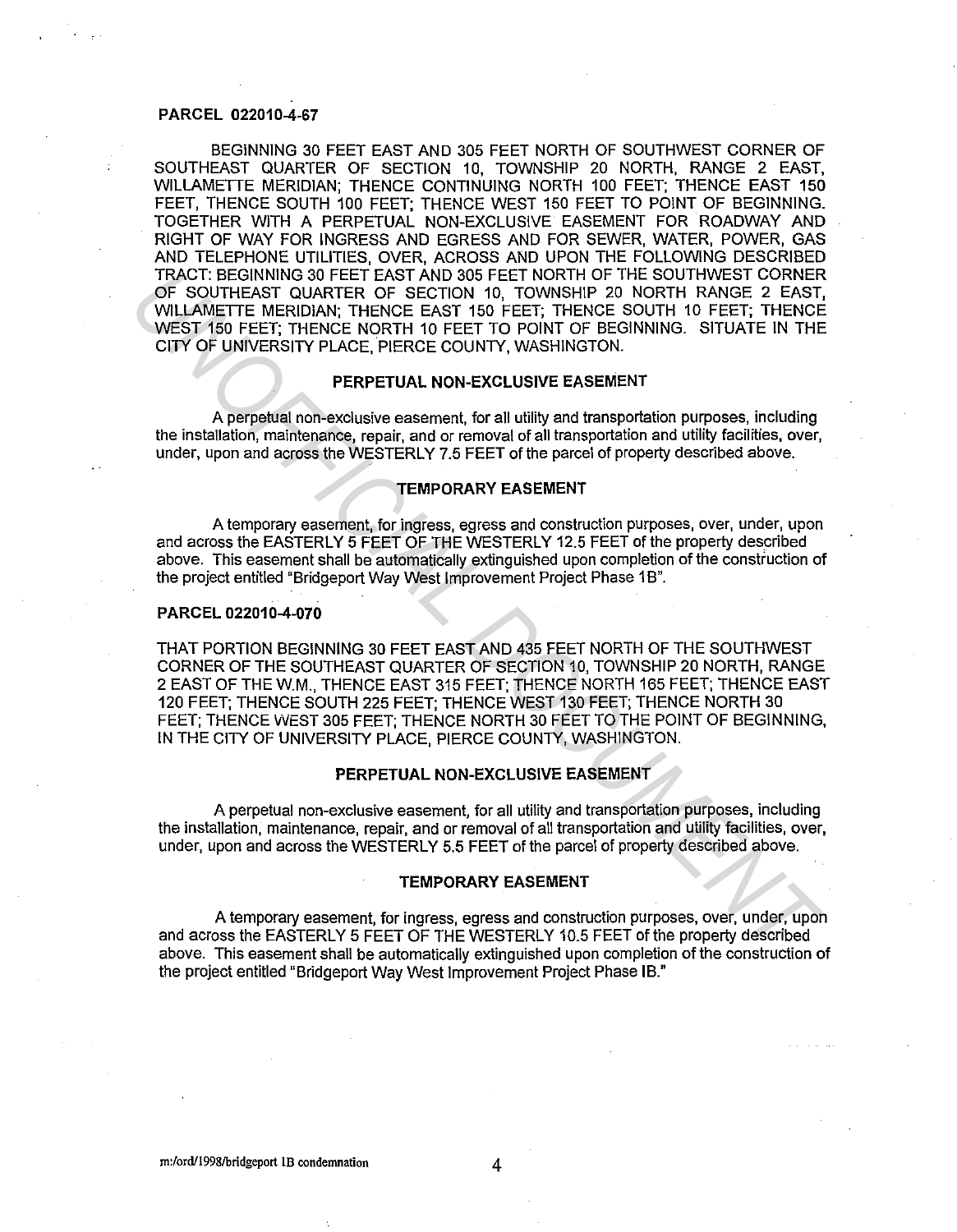**PARCEL 022010-4-67**

BEGINNING 30 FEET EAST AND 305 FEET NORTH OF SOUTHWEST CORNER OF SOUTHEAST QUARTER OF SECTION 10, TOWNSHIP 20 NORTH, RANGE 2 EAST, WILLAMETTE MERIDIAN; THENCE CONTINUING NORTH 100 FEET; THENCE EAST 150 FEET, THENCE SOUTH 100 FEET; THENCE WEST 150 FEET TO POINT OF BEGINNING. TOGETHER WITH A PERPETUAL NON-EXCLUSIVE EASEMENT FOR ROADWAY AND RIGHT OF WAY FOR INGRESS AND EGRESS AND FOR SEWER, WATER, POWER, GAS AND TELEPHONE UTILITIES, OVER, ACROSS AND UPON THE FOLLOWING DESCRIBED TRACT: BEGINNING 30 FEET EAST AND 305 FEET NORTH OF THE SOUTHWEST CORNER OF SOUTHEAST QUARTER OF SECTION 10, TOWNSHIP 20 NORTH RANGE 2 EAST, WILLAMETTE MERIDIAN; THENCE EAST 150 FEET; THENCE SOUTH 10 FEET; THENCE WEST 150 FEET; THENCE NORTH 10 FEET TO POINT OF BEGINNING. SITUATE IN THE CITY OF UNIVERSITY PLACE, PIERCE COUNTY, WASHINGTON.

**PERPETUAL NON-EXCLUSIVE EASEMENT**

A perpetual non-exclusive easement, for all utility and transportation purposes, including the installation, maintenance, repair, and or removal of all transportation and utility facilities, over, under, upon and across the WESTERLY 7.5 FEET of the parcel of property described above.

**TEMPORARY EASEMENT**

A temporary easement, for ingress, egress and construction purposes, over, under, upon and across the EASTERLY 5 FEET OF THE WESTERLY 12.5 FEET of the property described above. This easement shall be automatically extinguished upon completion of the construction of the project entitled "Bridgeport Way West Improvement Project Phase 1B".

**PARCEL 022010-4-070**

THAT PORTION BEGINNING 30 FEET EAST AND 435 FEET NORTH OF THE SOUTHWEST CORNER OF THE SOUTHEAST QUARTER OF SECTION 10, TOWNSHIP 20 NORTH, RANGE 2 EAST OF THE W.M., THENCE EAST 315 FEET; THENCE NORTH 165 FEET; THENCE EAST 120 FEET; THENCE SOUTH 225 FEET; THENCE WEST 130 FEET; THENCE NORTH 30 FEET; THENCE WEST 305 FEET; THENCE NORTH 30 FEET TO THE POINT OF BEGINNING, IN THE CITY OF UNIVERSITY PLACE, PIERCE COUNTY, WASHINGTON.

**PERPETUAL NON-EXCLUSIVE EASEMENT**

A perpetual non-exclusive easement, for all utility and transportation purposes, including the installation, maintenance, repair, and or removal of all transportation and utility facilities, over, under, upon and across the WESTERLY 5.5 FEET of the parcel of property described above.

**TEMPORARY EASEMENT**

A temporary easement, for ingress, egress and construction purposes, over, under, upon and across the EASTERLY 5 FEET OF THE WESTERLY 10.5 FEET of the property described above. This easement shall be automatically extinguished upon completion of the construction of the project entitled "Bridgeport Way West Improvement Project Phase IB."

m:/ord/1998/bridgeport 1B condemnation